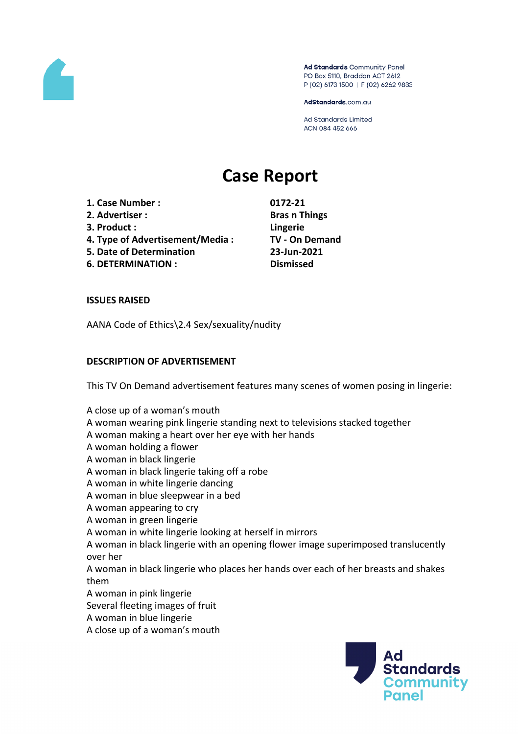Ad Standards Community Panel
PO Box 5110, Braddon ACT 2612
P (02) 6173 1500 | F (02) 6262 9833

AdStandards.com.au

Ad Standards Limited
ACN 084 452 666

# Case Report

| | |
|---|---|
| **1. Case Number :** | **0172-21** |
| **2. Advertiser :** | **Bras n Things** |
| **3. Product :** | **Lingerie** |
| **4. Type of Advertisement/Media :** | **TV - On Demand** |
| **5. Date of Determination** | **23-Jun-2021** |
| **6. DETERMINATION :** | **Dismissed** |

**ISSUES RAISED**

AANA Code of Ethics\2.4 Sex/sexuality/nudity

**DESCRIPTION OF ADVERTISEMENT**

This TV On Demand advertisement features many scenes of women posing in lingerie:

A close up of a woman's mouth
A woman wearing pink lingerie standing next to televisions stacked together
A woman making a heart over her eye with her hands
A woman holding a flower
A woman in black lingerie
A woman in black lingerie taking off a robe
A woman in white lingerie dancing
A woman in blue sleepwear in a bed
A woman appearing to cry
A woman in green lingerie
A woman in white lingerie looking at herself in mirrors
A woman in black lingerie with an opening flower image superimposed translucently over her
A woman in black lingerie who places her hands over each of her breasts and shakes them
A woman in pink lingerie
Several fleeting images of fruit
A woman in blue lingerie
A close up of a woman's mouth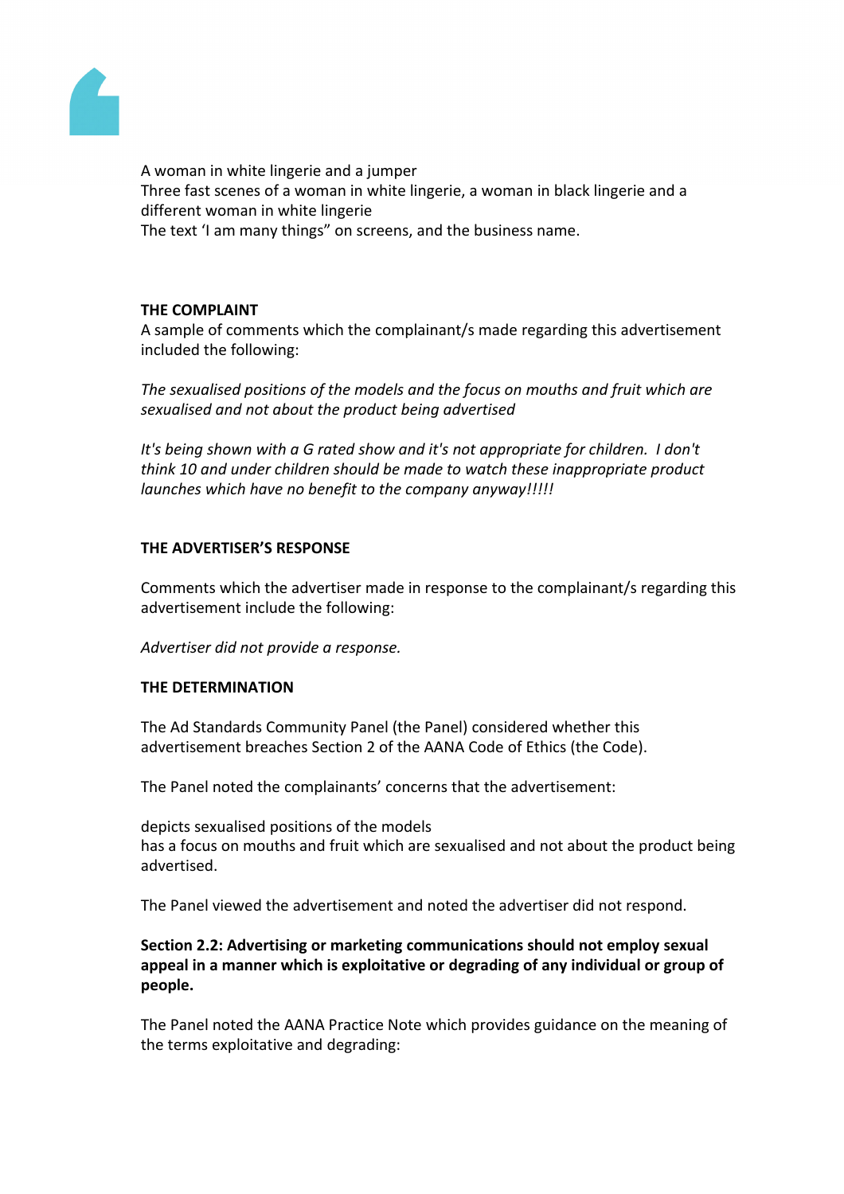A woman in white lingerie and a jumper
Three fast scenes of a woman in white lingerie, a woman in black lingerie and a different woman in white lingerie
The text 'I am many things" on screens, and the business name.

**THE COMPLAINT**

A sample of comments which the complainant/s made regarding this advertisement included the following:

*The sexualised positions of the models and the focus on mouths and fruit which are sexualised and not about the product being advertised*

*It's being shown with a G rated show and it's not appropriate for children. I don't think 10 and under children should be made to watch these inappropriate product launches which have no benefit to the company anyway!!!!!*

**THE ADVERTISER'S RESPONSE**

Comments which the advertiser made in response to the complainant/s regarding this advertisement include the following:

*Advertiser did not provide a response.*

**THE DETERMINATION**

The Ad Standards Community Panel (the Panel) considered whether this advertisement breaches Section 2 of the AANA Code of Ethics (the Code).

The Panel noted the complainants' concerns that the advertisement:

depicts sexualised positions of the models
has a focus on mouths and fruit which are sexualised and not about the product being advertised.

The Panel viewed the advertisement and noted the advertiser did not respond.

**Section 2.2: Advertising or marketing communications should not employ sexual appeal in a manner which is exploitative or degrading of any individual or group of people.**

The Panel noted the AANA Practice Note which provides guidance on the meaning of the terms exploitative and degrading: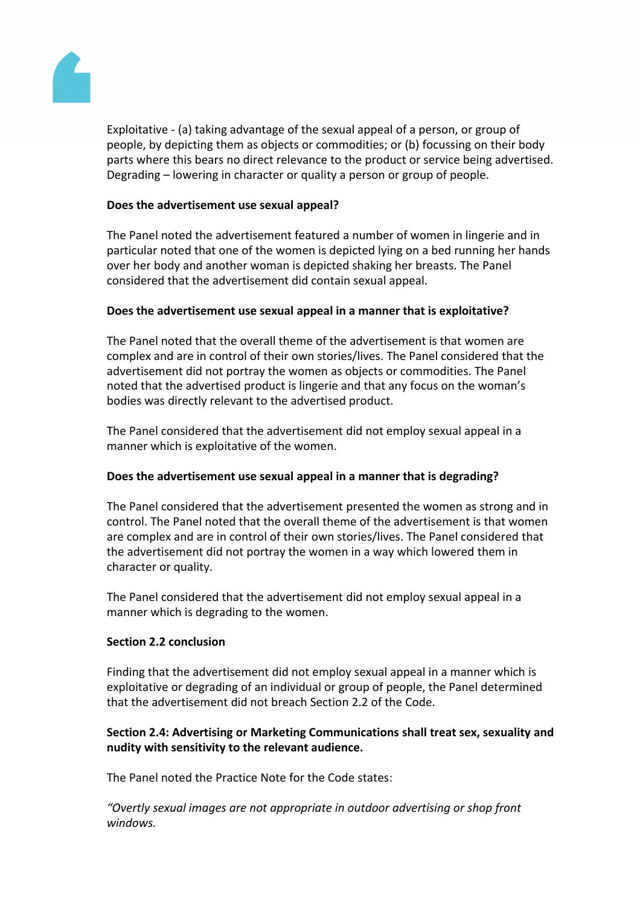Exploitative - (a) taking advantage of the sexual appeal of a person, or group of people, by depicting them as objects or commodities; or (b) focussing on their body parts where this bears no direct relevance to the product or service being advertised.
Degrading – lowering in character or quality a person or group of people.

**Does the advertisement use sexual appeal?**

The Panel noted the advertisement featured a number of women in lingerie and in particular noted that one of the women is depicted lying on a bed running her hands over her body and another woman is depicted shaking her breasts. The Panel considered that the advertisement did contain sexual appeal.

**Does the advertisement use sexual appeal in a manner that is exploitative?**

The Panel noted that the overall theme of the advertisement is that women are complex and are in control of their own stories/lives. The Panel considered that the advertisement did not portray the women as objects or commodities. The Panel noted that the advertised product is lingerie and that any focus on the woman's bodies was directly relevant to the advertised product.

The Panel considered that the advertisement did not employ sexual appeal in a manner which is exploitative of the women.

**Does the advertisement use sexual appeal in a manner that is degrading?**

The Panel considered that the advertisement presented the women as strong and in control. The Panel noted that the overall theme of the advertisement is that women are complex and are in control of their own stories/lives. The Panel considered that the advertisement did not portray the women in a way which lowered them in character or quality.

The Panel considered that the advertisement did not employ sexual appeal in a manner which is degrading to the women.

**Section 2.2 conclusion**

Finding that the advertisement did not employ sexual appeal in a manner which is exploitative or degrading of an individual or group of people, the Panel determined that the advertisement did not breach Section 2.2 of the Code.

**Section 2.4: Advertising or Marketing Communications shall treat sex, sexuality and nudity with sensitivity to the relevant audience.**

The Panel noted the Practice Note for the Code states:

*"Overtly sexual images are not appropriate in outdoor advertising or shop front windows.*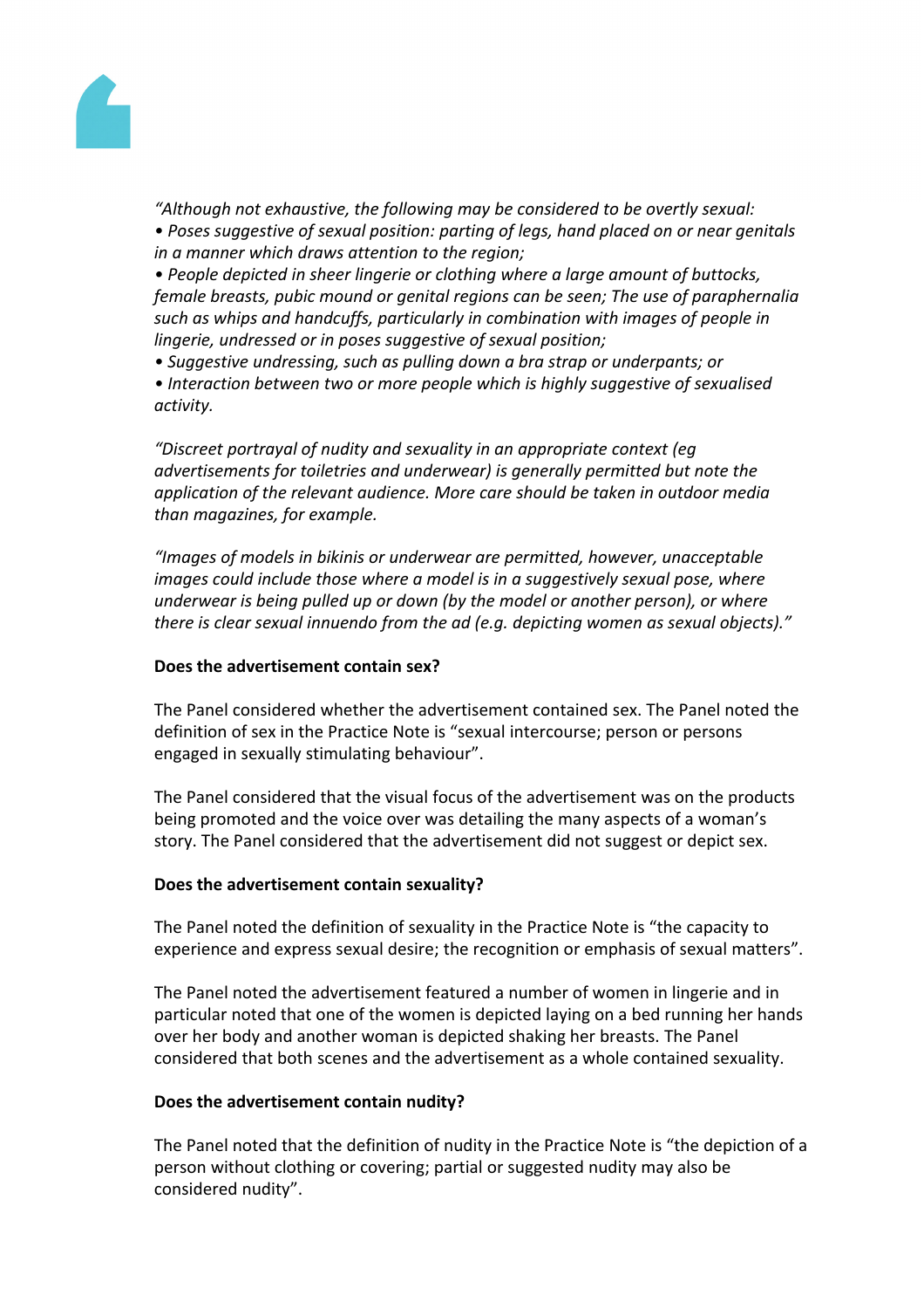*"Although not exhaustive, the following may be considered to be overtly sexual:*
*• Poses suggestive of sexual position: parting of legs, hand placed on or near genitals in a manner which draws attention to the region;*
*• People depicted in sheer lingerie or clothing where a large amount of buttocks, female breasts, pubic mound or genital regions can be seen; The use of paraphernalia such as whips and handcuffs, particularly in combination with images of people in lingerie, undressed or in poses suggestive of sexual position;*
*• Suggestive undressing, such as pulling down a bra strap or underpants; or*
*• Interaction between two or more people which is highly suggestive of sexualised activity.*

*"Discreet portrayal of nudity and sexuality in an appropriate context (eg advertisements for toiletries and underwear) is generally permitted but note the application of the relevant audience. More care should be taken in outdoor media than magazines, for example.*

*"Images of models in bikinis or underwear are permitted, however, unacceptable images could include those where a model is in a suggestively sexual pose, where underwear is being pulled up or down (by the model or another person), or where there is clear sexual innuendo from the ad (e.g. depicting women as sexual objects)."*

**Does the advertisement contain sex?**

The Panel considered whether the advertisement contained sex. The Panel noted the definition of sex in the Practice Note is "sexual intercourse; person or persons engaged in sexually stimulating behaviour".

The Panel considered that the visual focus of the advertisement was on the products being promoted and the voice over was detailing the many aspects of a woman's story. The Panel considered that the advertisement did not suggest or depict sex.

**Does the advertisement contain sexuality?**

The Panel noted the definition of sexuality in the Practice Note is "the capacity to experience and express sexual desire; the recognition or emphasis of sexual matters".

The Panel noted the advertisement featured a number of women in lingerie and in particular noted that one of the women is depicted laying on a bed running her hands over her body and another woman is depicted shaking her breasts. The Panel considered that both scenes and the advertisement as a whole contained sexuality.

**Does the advertisement contain nudity?**

The Panel noted that the definition of nudity in the Practice Note is "the depiction of a person without clothing or covering; partial or suggested nudity may also be considered nudity".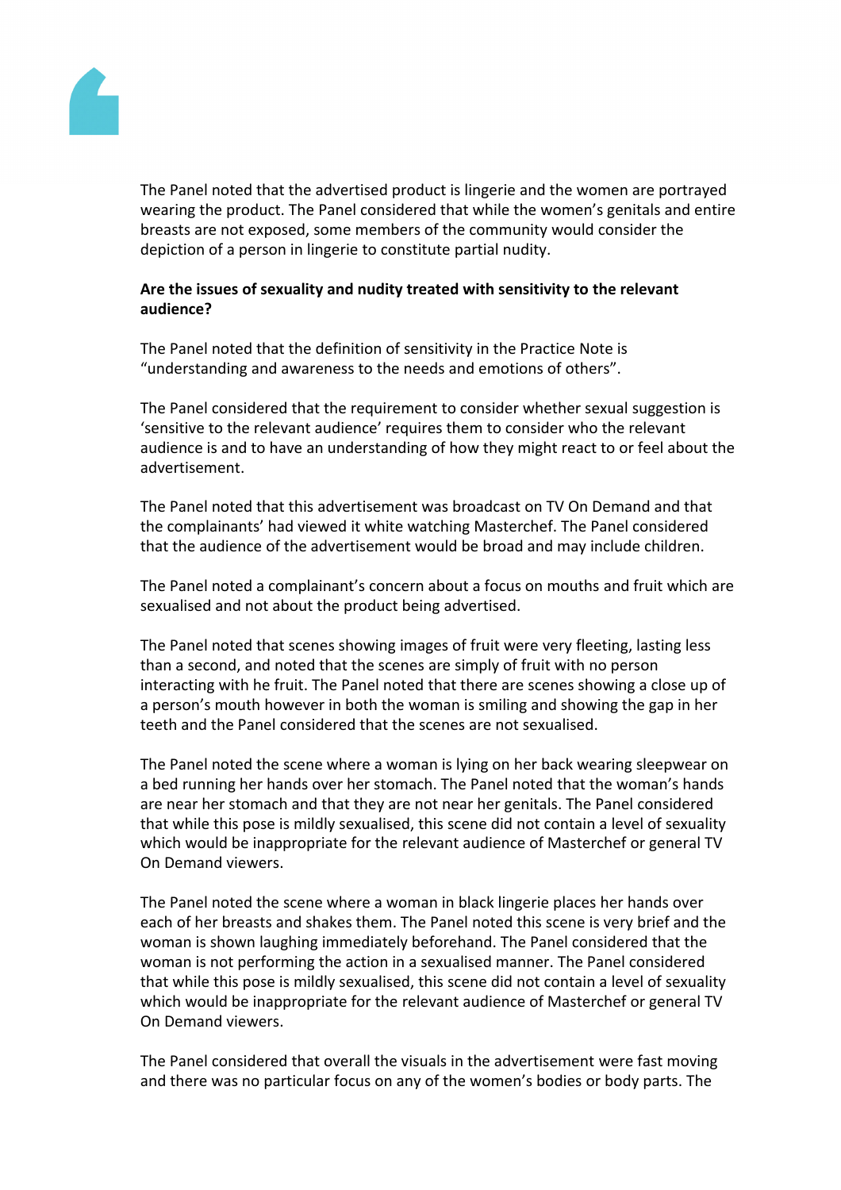The Panel noted that the advertised product is lingerie and the women are portrayed wearing the product. The Panel considered that while the women's genitals and entire breasts are not exposed, some members of the community would consider the depiction of a person in lingerie to constitute partial nudity.

**Are the issues of sexuality and nudity treated with sensitivity to the relevant audience?**

The Panel noted that the definition of sensitivity in the Practice Note is "understanding and awareness to the needs and emotions of others".

The Panel considered that the requirement to consider whether sexual suggestion is 'sensitive to the relevant audience' requires them to consider who the relevant audience is and to have an understanding of how they might react to or feel about the advertisement.

The Panel noted that this advertisement was broadcast on TV On Demand and that the complainants' had viewed it white watching Masterchef. The Panel considered that the audience of the advertisement would be broad and may include children.

The Panel noted a complainant's concern about a focus on mouths and fruit which are sexualised and not about the product being advertised.

The Panel noted that scenes showing images of fruit were very fleeting, lasting less than a second, and noted that the scenes are simply of fruit with no person interacting with he fruit. The Panel noted that there are scenes showing a close up of a person's mouth however in both the woman is smiling and showing the gap in her teeth and the Panel considered that the scenes are not sexualised.

The Panel noted the scene where a woman is lying on her back wearing sleepwear on a bed running her hands over her stomach. The Panel noted that the woman's hands are near her stomach and that they are not near her genitals. The Panel considered that while this pose is mildly sexualised, this scene did not contain a level of sexuality which would be inappropriate for the relevant audience of Masterchef or general TV On Demand viewers.

The Panel noted the scene where a woman in black lingerie places her hands over each of her breasts and shakes them. The Panel noted this scene is very brief and the woman is shown laughing immediately beforehand. The Panel considered that the woman is not performing the action in a sexualised manner. The Panel considered that while this pose is mildly sexualised, this scene did not contain a level of sexuality which would be inappropriate for the relevant audience of Masterchef or general TV On Demand viewers.

The Panel considered that overall the visuals in the advertisement were fast moving and there was no particular focus on any of the women's bodies or body parts. The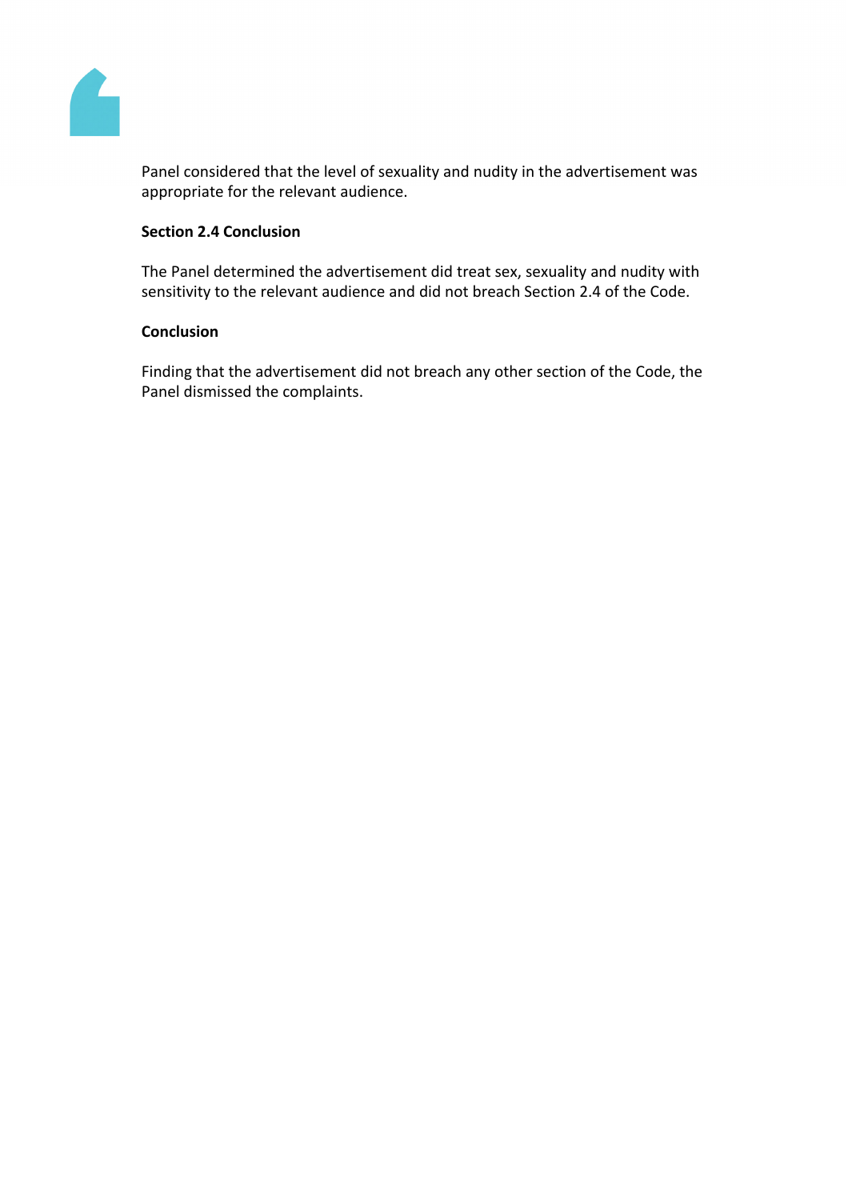Panel considered that the level of sexuality and nudity in the advertisement was appropriate for the relevant audience.

**Section 2.4 Conclusion**

The Panel determined the advertisement did treat sex, sexuality and nudity with sensitivity to the relevant audience and did not breach Section 2.4 of the Code.

**Conclusion**

Finding that the advertisement did not breach any other section of the Code, the Panel dismissed the complaints.